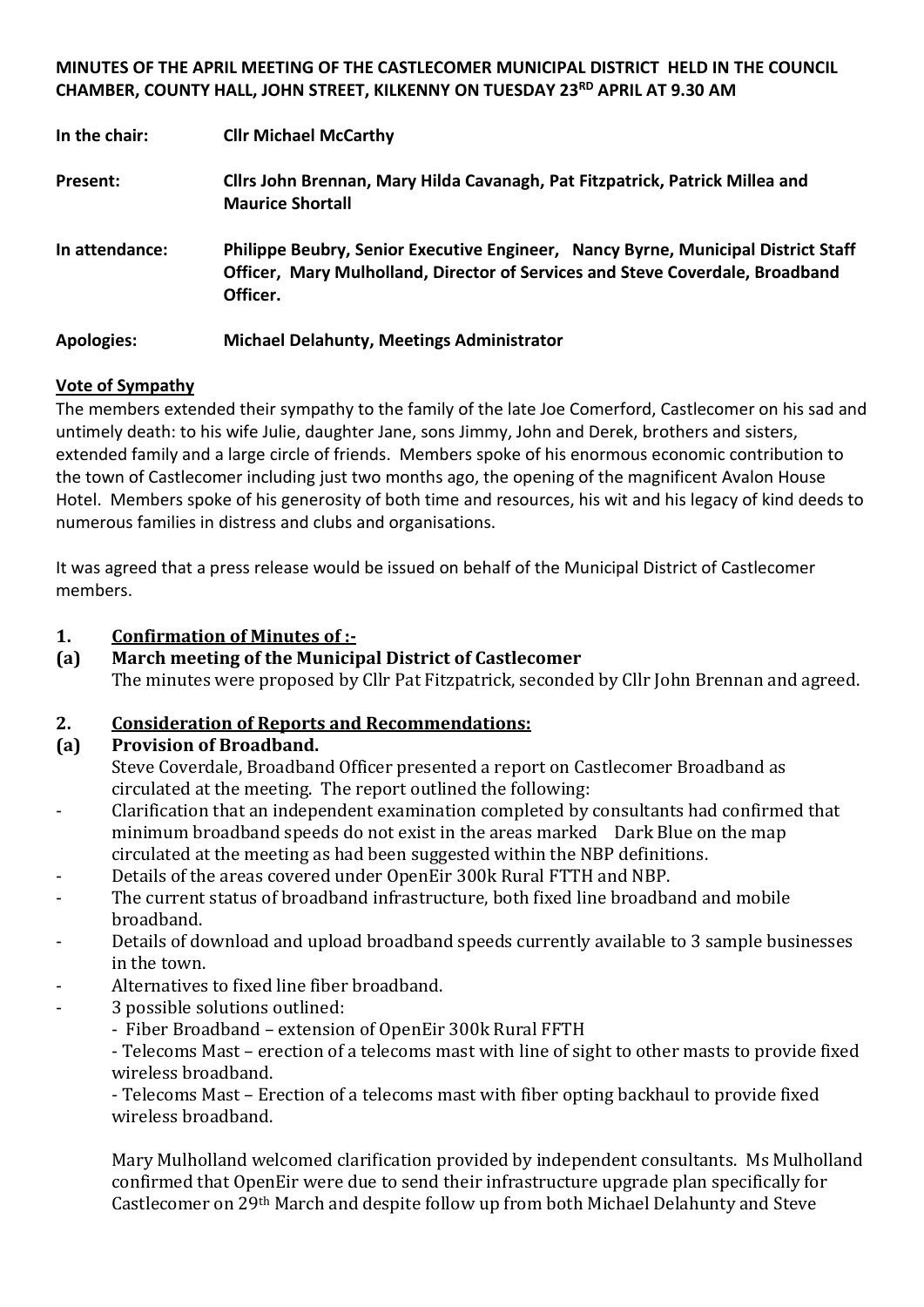**MINUTES OF THE APRIL MEETING OF THE CASTLECOMER MUNICIPAL DISTRICT HELD IN THE COUNCIL CHAMBER, COUNTY HALL, JOHN STREET, KILKENNY ON TUESDAY 23RD APRIL AT 9.30 AM**

**In the chair:** **Cllr Michael McCarthy**

**Present:** **Cllrs John Brennan, Mary Hilda Cavanagh, Pat Fitzpatrick, Patrick Millea and Maurice Shortall**

**In attendance:** **Philippe Beubry, Senior Executive Engineer, Nancy Byrne, Municipal District Staff Officer, Mary Mulholland, Director of Services and Steve Coverdale, Broadband Officer.**

**Apologies:** **Michael Delahunty, Meetings Administrator**

**Vote of Sympathy**

The members extended their sympathy to the family of the late Joe Comerford, Castlecomer on his sad and untimely death: to his wife Julie, daughter Jane, sons Jimmy, John and Derek, brothers and sisters, extended family and a large circle of friends. Members spoke of his enormous economic contribution to the town of Castlecomer including just two months ago, the opening of the magnificent Avalon House Hotel. Members spoke of his generosity of both time and resources, his wit and his legacy of kind deeds to numerous families in distress and clubs and organisations.

It was agreed that a press release would be issued on behalf of the Municipal District of Castlecomer members.

**1. Confirmation of Minutes of :-**

**(a) March meeting of the Municipal District of Castlecomer**

The minutes were proposed by Cllr Pat Fitzpatrick, seconded by Cllr John Brennan and agreed.

**2. Consideration of Reports and Recommendations:**

**(a) Provision of Broadband.**

Steve Coverdale, Broadband Officer presented a report on Castlecomer Broadband as circulated at the meeting. The report outlined the following:

- Clarification that an independent examination completed by consultants had confirmed that minimum broadband speeds do not exist in the areas marked Dark Blue on the map circulated at the meeting as had been suggested within the NBP definitions.
- Details of the areas covered under OpenEir 300k Rural FTTH and NBP.
- The current status of broadband infrastructure, both fixed line broadband and mobile broadband.
- Details of download and upload broadband speeds currently available to 3 sample businesses in the town.
- Alternatives to fixed line fiber broadband.
- 3 possible solutions outlined:
  - Fiber Broadband – extension of OpenEir 300k Rural FFTH
  - Telecoms Mast – erection of a telecoms mast with line of sight to other masts to provide fixed wireless broadband.
  - Telecoms Mast – Erection of a telecoms mast with fiber opting backhaul to provide fixed wireless broadband.

Mary Mulholland welcomed clarification provided by independent consultants. Ms Mulholland confirmed that OpenEir were due to send their infrastructure upgrade plan specifically for Castlecomer on 29th March and despite follow up from both Michael Delahunty and Steve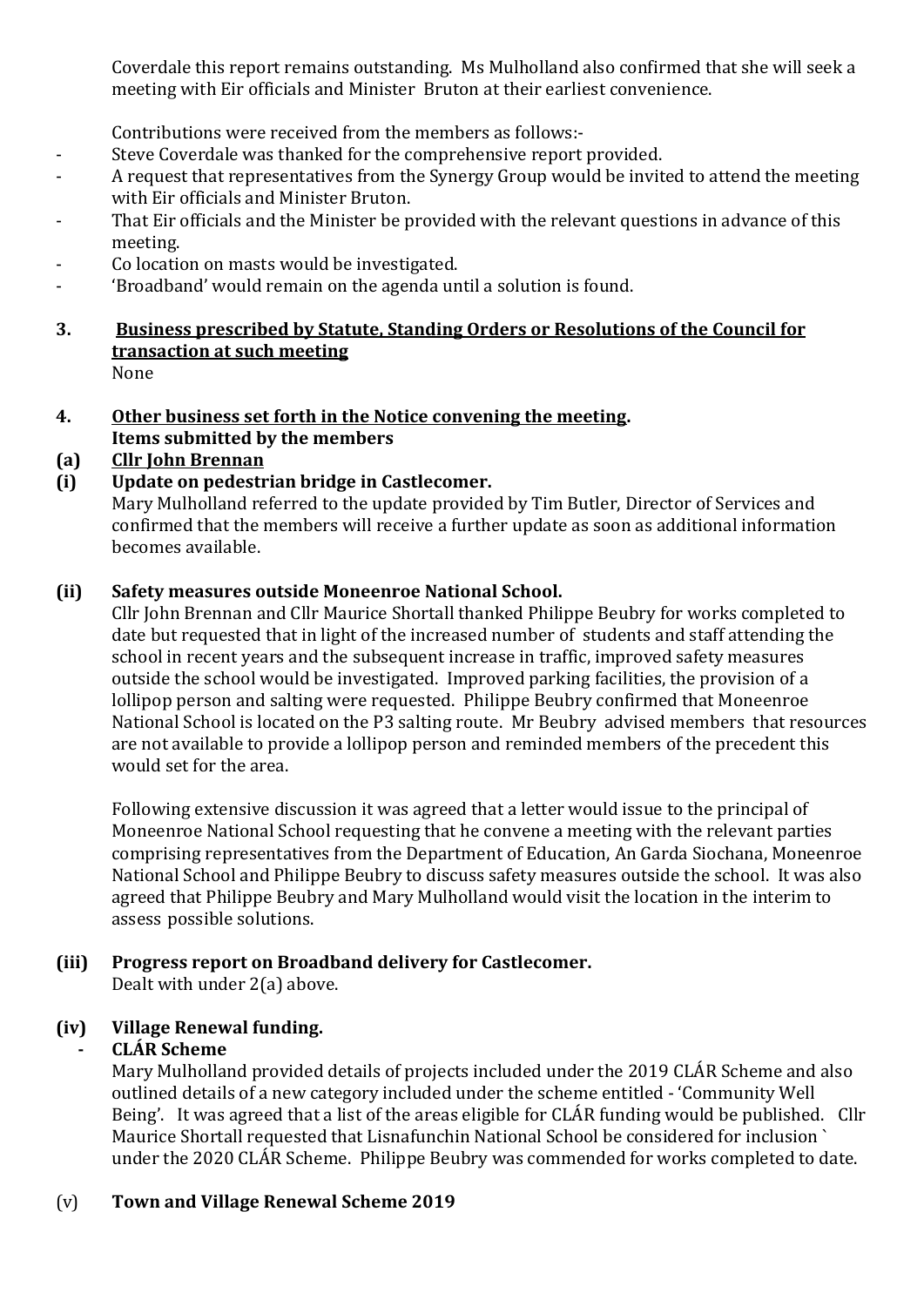Coverdale this report remains outstanding. Ms Mulholland also confirmed that she will seek a meeting with Eir officials and Minister Bruton at their earliest convenience.

Contributions were received from the members as follows:-

- Steve Coverdale was thanked for the comprehensive report provided.
- A request that representatives from the Synergy Group would be invited to attend the meeting with Eir officials and Minister Bruton.
- That Eir officials and the Minister be provided with the relevant questions in advance of this meeting.
- Co location on masts would be investigated.
- 'Broadband' would remain on the agenda until a solution is found.

**3. <u>Business prescribed by Statute, Standing Orders or Resolutions of the Council for transaction at such meeting</u>**

None

**4. <u>Other business set forth in the Notice convening the meeting</u>.**
**Items submitted by the members**

**(a) <u>Cllr John Brennan</u>**

**(i) Update on pedestrian bridge in Castlecomer.**

Mary Mulholland referred to the update provided by Tim Butler, Director of Services and confirmed that the members will receive a further update as soon as additional information becomes available.

**(ii) Safety measures outside Moneenroe National School.**

Cllr John Brennan and Cllr Maurice Shortall thanked Philippe Beubry for works completed to date but requested that in light of the increased number of students and staff attending the school in recent years and the subsequent increase in traffic, improved safety measures outside the school would be investigated. Improved parking facilities, the provision of a lollipop person and salting were requested. Philippe Beubry confirmed that Moneenroe National School is located on the P3 salting route. Mr Beubry advised members that resources are not available to provide a lollipop person and reminded members of the precedent this would set for the area.

Following extensive discussion it was agreed that a letter would issue to the principal of Moneenroe National School requesting that he convene a meeting with the relevant parties comprising representatives from the Department of Education, An Garda Siochana, Moneenroe National School and Philippe Beubry to discuss safety measures outside the school. It was also agreed that Philippe Beubry and Mary Mulholland would visit the location in the interim to assess possible solutions.

**(iii) Progress report on Broadband delivery for Castlecomer.**

Dealt with under 2(a) above.

**(iv) Village Renewal funding.**

**- CLÁR Scheme**

Mary Mulholland provided details of projects included under the 2019 CLÁR Scheme and also outlined details of a new category included under the scheme entitled - 'Community Well Being'. It was agreed that a list of the areas eligible for CLÁR funding would be published. Cllr Maurice Shortall requested that Lisnafunchin National School be considered for inclusion ` under the 2020 CLÁR Scheme. Philippe Beubry was commended for works completed to date.

(v) **Town and Village Renewal Scheme 2019**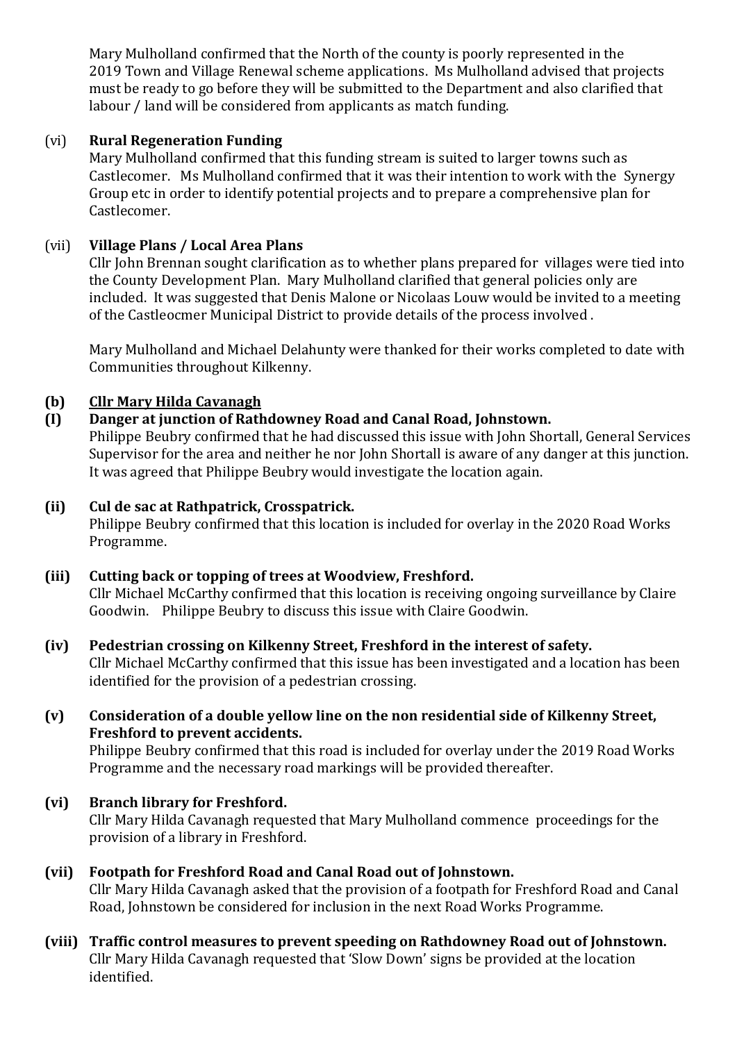Mary Mulholland confirmed that the North of the county is poorly represented in the 2019 Town and Village Renewal scheme applications. Ms Mulholland advised that projects must be ready to go before they will be submitted to the Department and also clarified that labour / land will be considered from applicants as match funding.

(vi) **Rural Regeneration Funding**

Mary Mulholland confirmed that this funding stream is suited to larger towns such as Castlecomer. Ms Mulholland confirmed that it was their intention to work with the Synergy Group etc in order to identify potential projects and to prepare a comprehensive plan for Castlecomer.

(vii) **Village Plans / Local Area Plans**

Cllr John Brennan sought clarification as to whether plans prepared for villages were tied into the County Development Plan. Mary Mulholland clarified that general policies only are included. It was suggested that Denis Malone or Nicolaas Louw would be invited to a meeting of the Castleocmer Municipal District to provide details of the process involved .

Mary Mulholland and Michael Delahunty were thanked for their works completed to date with Communities throughout Kilkenny.

**(b) Cllr Mary Hilda Cavanagh**

**(I) Danger at junction of Rathdowney Road and Canal Road, Johnstown.**

Philippe Beubry confirmed that he had discussed this issue with John Shortall, General Services Supervisor for the area and neither he nor John Shortall is aware of any danger at this junction. It was agreed that Philippe Beubry would investigate the location again.

**(ii) Cul de sac at Rathpatrick, Crosspatrick.**

Philippe Beubry confirmed that this location is included for overlay in the 2020 Road Works Programme.

**(iii) Cutting back or topping of trees at Woodview, Freshford.**

Cllr Michael McCarthy confirmed that this location is receiving ongoing surveillance by Claire Goodwin. Philippe Beubry to discuss this issue with Claire Goodwin.

**(iv) Pedestrian crossing on Kilkenny Street, Freshford in the interest of safety.**

Cllr Michael McCarthy confirmed that this issue has been investigated and a location has been identified for the provision of a pedestrian crossing.

**(v) Consideration of a double yellow line on the non residential side of Kilkenny Street, Freshford to prevent accidents.**

Philippe Beubry confirmed that this road is included for overlay under the 2019 Road Works Programme and the necessary road markings will be provided thereafter.

**(vi) Branch library for Freshford.**

Cllr Mary Hilda Cavanagh requested that Mary Mulholland commence proceedings for the provision of a library in Freshford.

**(vii) Footpath for Freshford Road and Canal Road out of Johnstown.**

Cllr Mary Hilda Cavanagh asked that the provision of a footpath for Freshford Road and Canal Road, Johnstown be considered for inclusion in the next Road Works Programme.

**(viii) Traffic control measures to prevent speeding on Rathdowney Road out of Johnstown.**

Cllr Mary Hilda Cavanagh requested that 'Slow Down' signs be provided at the location identified.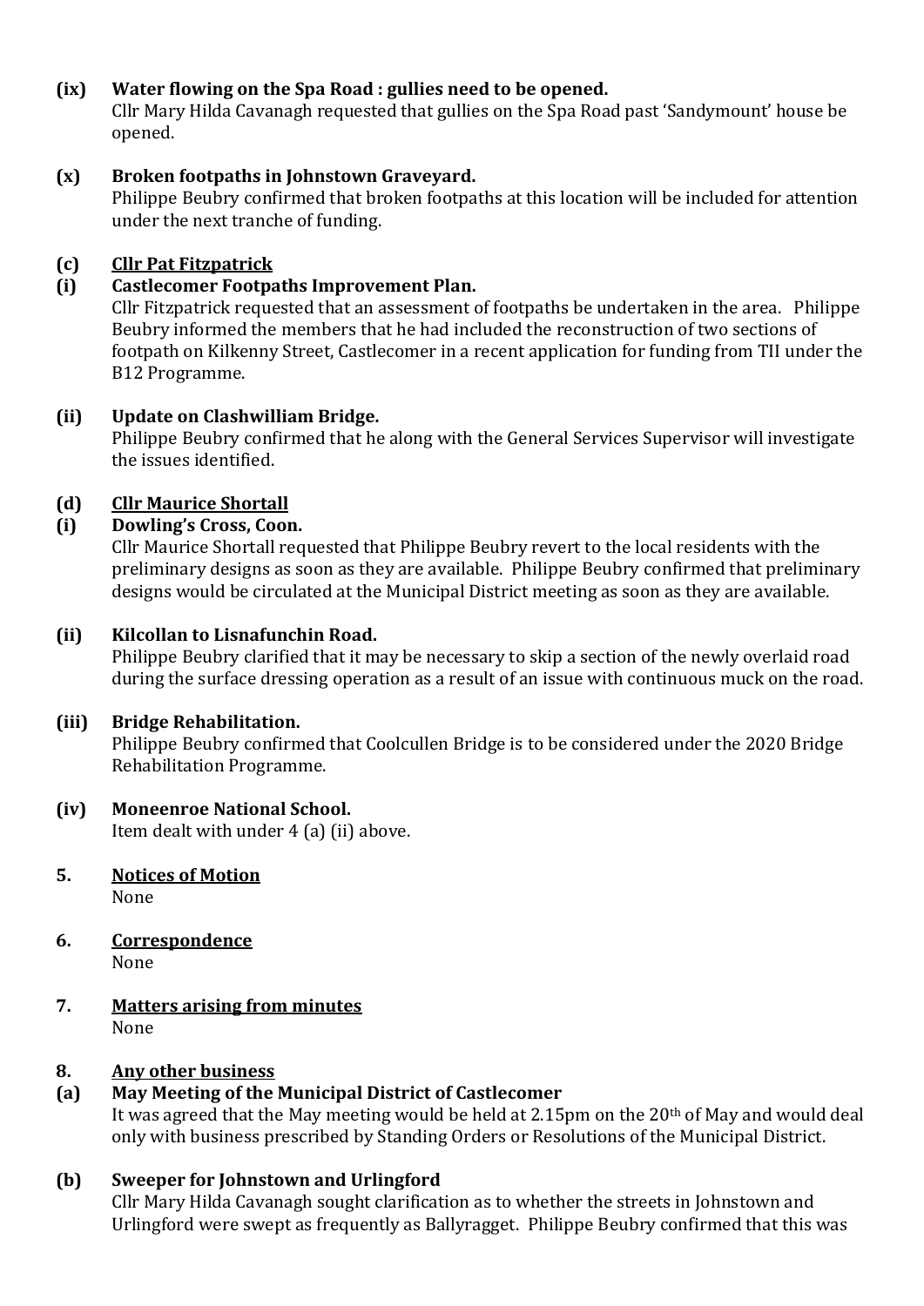**(ix) Water flowing on the Spa Road : gullies need to be opened.**

Cllr Mary Hilda Cavanagh requested that gullies on the Spa Road past 'Sandymount' house be opened.

**(x) Broken footpaths in Johnstown Graveyard.**

Philippe Beubry confirmed that broken footpaths at this location will be included for attention under the next tranche of funding.

**(c) Cllr Pat Fitzpatrick**

**(i) Castlecomer Footpaths Improvement Plan.**

Cllr Fitzpatrick requested that an assessment of footpaths be undertaken in the area. Philippe Beubry informed the members that he had included the reconstruction of two sections of footpath on Kilkenny Street, Castlecomer in a recent application for funding from TII under the B12 Programme.

**(ii) Update on Clashwilliam Bridge.**

Philippe Beubry confirmed that he along with the General Services Supervisor will investigate the issues identified.

**(d) Cllr Maurice Shortall**

**(i) Dowling's Cross, Coon.**

Cllr Maurice Shortall requested that Philippe Beubry revert to the local residents with the preliminary designs as soon as they are available. Philippe Beubry confirmed that preliminary designs would be circulated at the Municipal District meeting as soon as they are available.

**(ii) Kilcollan to Lisnafunchin Road.**

Philippe Beubry clarified that it may be necessary to skip a section of the newly overlaid road during the surface dressing operation as a result of an issue with continuous muck on the road.

**(iii) Bridge Rehabilitation.**

Philippe Beubry confirmed that Coolcullen Bridge is to be considered under the 2020 Bridge Rehabilitation Programme.

**(iv) Moneenroe National School.**

Item dealt with under 4 (a) (ii) above.

**5. Notices of Motion**

None

**6. Correspondence**

None

**7. Matters arising from minutes**

None

**8. Any other business**

**(a) May Meeting of the Municipal District of Castlecomer**

It was agreed that the May meeting would be held at 2.15pm on the 20th of May and would deal only with business prescribed by Standing Orders or Resolutions of the Municipal District.

**(b) Sweeper for Johnstown and Urlingford**

Cllr Mary Hilda Cavanagh sought clarification as to whether the streets in Johnstown and Urlingford were swept as frequently as Ballyragget. Philippe Beubry confirmed that this was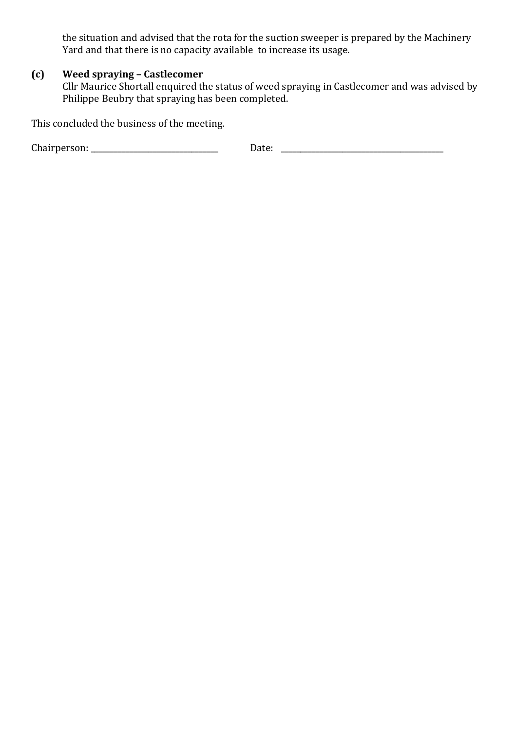the situation and advised that the rota for the suction sweeper is prepared by the Machinery Yard and that there is no capacity available to increase its usage.

**(c) Weed spraying – Castlecomer**

Cllr Maurice Shortall enquired the status of weed spraying in Castlecomer and was advised by Philippe Beubry that spraying has been completed.

This concluded the business of the meeting.

Chairperson: _______________________________ Date: _______________________________